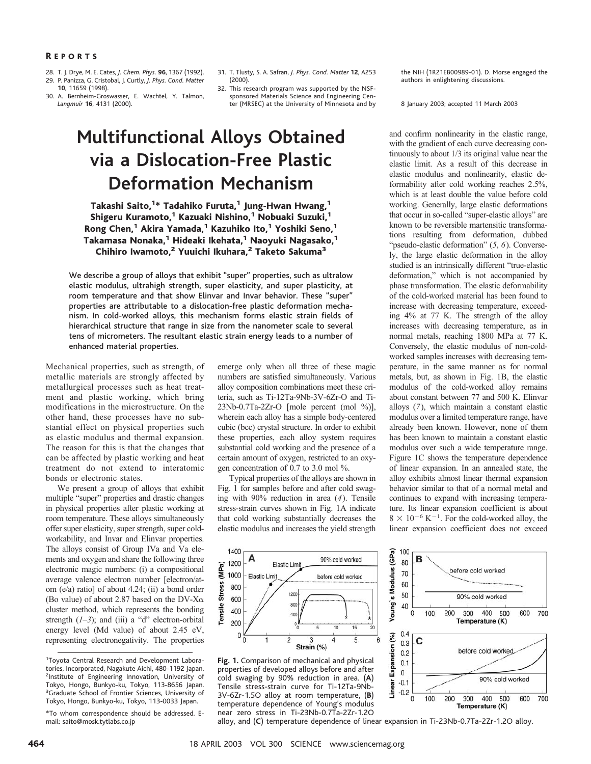28. T. J. Drye, M. E. Cates, *J. Chem. Phys.* **96**, 1367 (1992).
29. P. Panizza, G. Cristobal, J. Curtly, *J. Phys. Cond. Matter* **10**, 11659 (1998).
30. A. Bernheim-Groswasser, E. Wachtel, Y. Talmon, *Langmuir* **16**, 4131 (2000).
31. T. Tlusty, S. A. Safran, *J. Phys. Cond. Matter* **12**, A253 (2000).
32. This research program was supported by the NSF-sponsored Materials Science and Engineering Center (MRSEC) at the University of Minnesota and by the NIH (1R21EB00989-01). D. Morse engaged the authors in enlightening discussions.

8 January 2003; accepted 11 March 2003

# Multifunctional Alloys Obtained via a Dislocation-Free Plastic Deformation Mechanism

**Takashi Saito,[1]* Tadahiko Furuta,[1] Jung-Hwan Hwang,[1] Shigeru Kuramoto,[1] Kazuaki Nishino,[1] Nobuaki Suzuki,[1] Rong Chen,[1] Akira Yamada,[1] Kazuhiko Ito,[1] Yoshiki Seno,[1] Takamasa Nonaka,[1] Hideaki Ikehata,[1] Naoyuki Nagasako,[1] Chihiro Iwamoto,[2] Yuuichi Ikuhara,[2] Taketo Sakuma[3]**

We describe a group of alloys that exhibit "super" properties, such as ultralow elastic modulus, ultrahigh strength, super elasticity, and super plasticity, at room temperature and that show Elinvar and Invar behavior. These "super" properties are attributable to a dislocation-free plastic deformation mechanism. In cold-worked alloys, this mechanism forms elastic strain fields of hierarchical structure that range in size from the nanometer scale to several tens of micrometers. The resultant elastic strain energy leads to a number of enhanced material properties.

Mechanical properties, such as strength, of metallic materials are strongly affected by metallurgical processes such as heat treatment and plastic working, which bring modifications in the microstructure. On the other hand, these processes have no substantial effect on physical properties such as elastic modulus and thermal expansion. The reason for this is that the changes that can be affected by plastic working and heat treatment do not extend to interatomic bonds or electronic states.

We present a group of alloys that exhibit multiple "super" properties and drastic changes in physical properties after plastic working at room temperature. These alloys simultaneously offer super elasticity, super strength, super cold-workability, and Invar and Elinvar properties. The alloys consist of Group IVa and Va elements and oxygen and share the following three electronic magic numbers: (i) a compositional average valence electron number [electron/atom (e/a) ratio] of about 4.24; (ii) a bond order (Bo value) of about 2.87 based on the DV-Xα cluster method, which represents the bonding strength (*1–3*); and (iii) a "d" electron-orbital energy level (Md value) of about 2.45 eV, representing electronegativity. The properties emerge only when all three of these magic numbers are satisfied simultaneously. Various alloy composition combinations meet these criteria, such as Ti-12Ta-9Nb-3V-6Zr-O and Ti-23Nb-0.7Ta-2Zr-O [mole percent (mol %)], wherein each alloy has a simple body-centered cubic (bcc) crystal structure. In order to exhibit these properties, each alloy system requires substantial cold working and the presence of a certain amount of oxygen, restricted to an oxygen concentration of 0.7 to 3.0 mol %.

Typical properties of the alloys are shown in Fig. 1 for samples before and after cold swaging with 90% reduction in area (*4*). Tensile stress-strain curves shown in Fig. 1A indicate that cold working substantially decreases the elastic modulus and increases the yield strength and confirm nonlinearity in the elastic range, with the gradient of each curve decreasing continuously to about 1/3 its original value near the elastic limit. As a result of this decrease in elastic modulus and nonlinearity, elastic deformability after cold working reaches 2.5%, which is at least double the value before cold working. Generally, large elastic deformations that occur in so-called "super-elastic alloys" are known to be reversible martensitic transformations resulting from deformation, dubbed "pseudo-elastic deformation" (*5*, *6*). Conversely, the large elastic deformation in the alloy studied is an intrinsically different "true-elastic deformation," which is not accompanied by phase transformation. The elastic deformability of the cold-worked material has been found to increase with decreasing temperature, exceeding 4% at 77 K. The strength of the alloy increases with decreasing temperature, as in normal metals, reaching 1800 MPa at 77 K. Conversely, the elastic modulus of non-cold-worked samples increases with decreasing temperature, in the same manner as for normal metals, but, as shown in Fig. 1B, the elastic modulus of the cold-worked alloy remains about constant between 77 and 500 K. Elinvar alloys (*7*), which maintain a constant elastic modulus over a limited temperature range, have already been known. However, none of them has been known to maintain a constant elastic modulus over such a wide temperature range. Figure 1C shows the temperature dependence of linear expansion. In an annealed state, the alloy exhibits almost linear thermal expansion behavior similar to that of a normal metal and continues to expand with increasing temperature. Its linear expansion coefficient is about $8 \times 10^{-6}\ K^{-1}$. For the cold-worked alloy, the linear expansion coefficient does not exceed

**Fig. 1.** Comparison of mechanical and physical properties of developed alloys before and after cold swaging by 90% reduction in area. (**A**) Tensile stress-strain curve for Ti-12Ta-9Nb-3V-6Zr-1.5O alloy at room temperature, (**B**) temperature dependence of Young's modulus near zero stress in Ti-23Nb-0.7Ta-2Zr-1.2O alloy, and (**C**) temperature dependence of linear expansion in Ti-23Nb-0.7Ta-2Zr-1.2O alloy.

[1]Toyota Central Research and Development Laboratories, Incorporated, Nagakute Aichi, 480-1192 Japan. [2]Institute of Engineering Innovation, University of Tokyo, Hongo, Bunkyo-ku, Tokyo, 113-8656 Japan. [3]Graduate School of Frontier Sciences, University of Tokyo, Hongo, Bunkyo-ku, Tokyo, 113-0033 Japan.

*To whom correspondence should be addressed. E-mail: saito@mosk.tytlabs.co.jp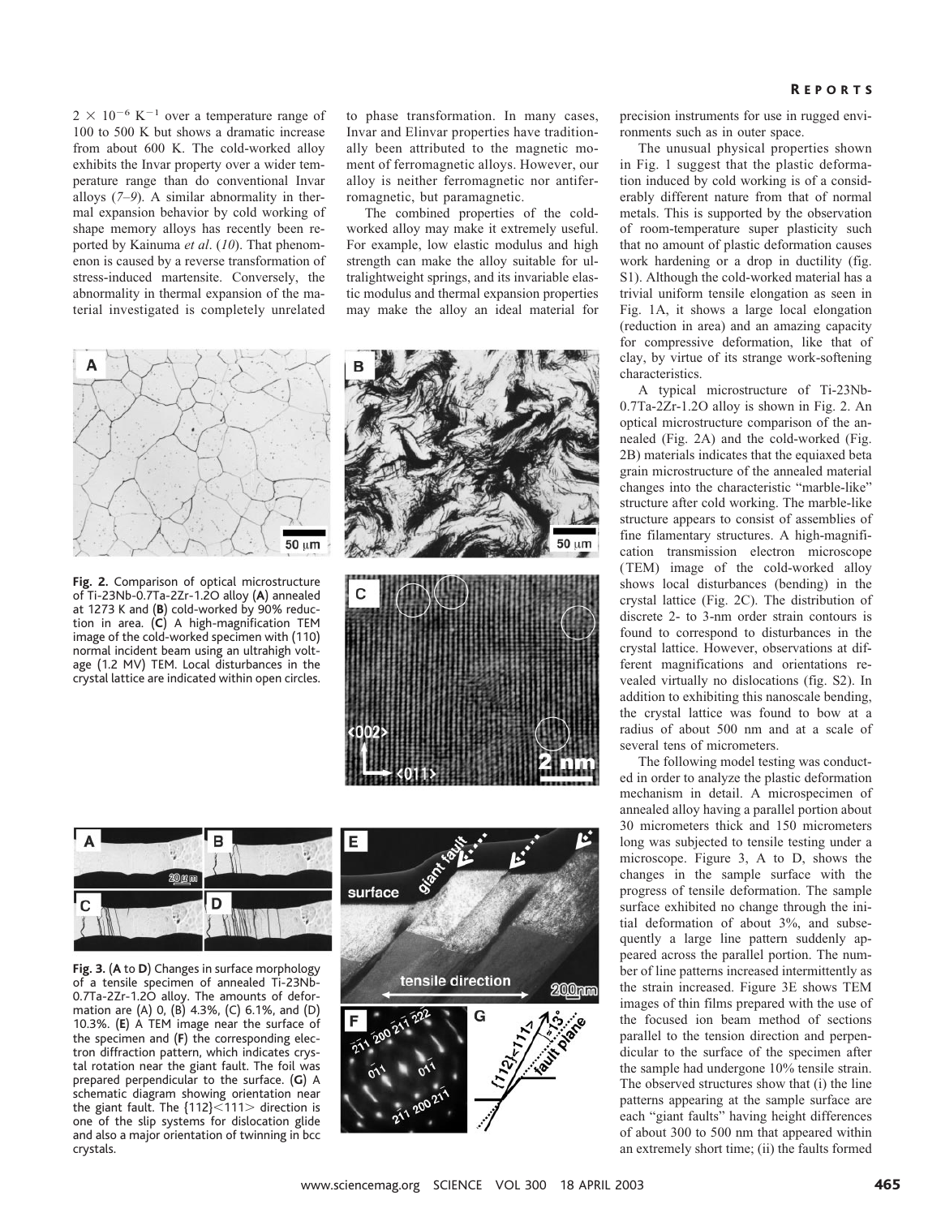$2 \times 10^{-6}$ $K^{-1}$ over a temperature range of 100 to 500 K but shows a dramatic increase from about 600 K. The cold-worked alloy exhibits the Invar property over a wider temperature range than do conventional Invar alloys (7–9). A similar abnormality in thermal expansion behavior by cold working of shape memory alloys has recently been reported by Kainuma *et al*. (10). That phenomenon is caused by a reverse transformation of stress-induced martensite. Conversely, the abnormality in thermal expansion of the material investigated is completely unrelated to phase transformation. In many cases, Invar and Elinvar properties have traditionally been attributed to the magnetic moment of ferromagnetic alloys. However, our alloy is neither ferromagnetic nor antiferromagnetic, but paramagnetic.

The combined properties of the cold-worked alloy may make it extremely useful. For example, low elastic modulus and high strength can make the alloy suitable for ultralightweight springs, and its invariable elastic modulus and thermal expansion properties may make the alloy an ideal material for precision instruments for use in rugged environments such as in outer space.

The unusual physical properties shown in Fig. 1 suggest that the plastic deformation induced by cold working is of a considerably different nature from that of normal metals. This is supported by the observation of room-temperature super plasticity such that no amount of plastic deformation causes work hardening or a drop in ductility (fig. S1). Although the cold-worked material has a trivial uniform tensile elongation as seen in Fig. 1A, it shows a large local elongation (reduction in area) and an amazing capacity for compressive deformation, like that of clay, by virtue of its strange work-softening characteristics.

A typical microstructure of Ti-23Nb-0.7Ta-2Zr-1.2O alloy is shown in Fig. 2. An optical microstructure comparison of the annealed (Fig. 2A) and the cold-worked (Fig. 2B) materials indicates that the equiaxed beta grain microstructure of the annealed material changes into the characteristic "marble-like" structure after cold working. The marble-like structure appears to consist of assemblies of fine filamentary structures. A high-magnification transmission electron microscope (TEM) image of the cold-worked alloy shows local disturbances (bending) in the crystal lattice (Fig. 2C). The distribution of discrete 2- to 3-nm order strain contours is found to correspond to disturbances in the crystal lattice. However, observations at different magnifications and orientations revealed virtually no dislocations (fig. S2). In addition to exhibiting this nanoscale bending, the crystal lattice was found to bow at a radius of about 500 nm and at a scale of several tens of micrometers.

**Fig. 2.** Comparison of optical microstructure of Ti-23Nb-0.7Ta-2Zr-1.2O alloy (**A**) annealed at 1273 K and (**B**) cold-worked by 90% reduction in area. (**C**) A high-magnification TEM image of the cold-worked specimen with (110) normal incident beam using an ultrahigh voltage (1.2 MV) TEM. Local disturbances in the crystal lattice are indicated within open circles.

The following model testing was conducted in order to analyze the plastic deformation mechanism in detail. A microspecimen of annealed alloy having a parallel portion about 30 micrometers thick and 150 micrometers long was subjected to tensile testing under a microscope. Figure 3, A to D, shows the changes in the sample surface with the progress of tensile deformation. The sample surface exhibited no change through the initial deformation of about 3%, and subsequently a large line pattern suddenly appeared across the parallel portion. The number of line patterns increased intermittently as the strain increased. Figure 3E shows TEM images of thin films prepared with the use of the focused ion beam method of sections parallel to the tension direction and perpendicular to the surface of the specimen after the sample had undergone 10% tensile strain. The observed structures show that (i) the line patterns appearing at the sample surface are each "giant faults" having height differences of about 300 to 500 nm that appeared within an extremely short time; (ii) the faults formed

**Fig. 3.** (**A** to **D**) Changes in surface morphology of a tensile specimen of annealed Ti-23Nb-0.7Ta-2Zr-1.2O alloy. The amounts of deformation are (A) 0, (B) 4.3%, (C) 6.1%, and (D) 10.3%. (**E**) A TEM image near the surface of the specimen and (**F**) the corresponding electron diffraction pattern, which indicates crystal rotation near the giant fault. The foil was prepared perpendicular to the surface. (**G**) A schematic diagram showing orientation near the giant fault. The {112}<111> direction is one of the slip systems for dislocation glide and also a major orientation of twinning in bcc crystals.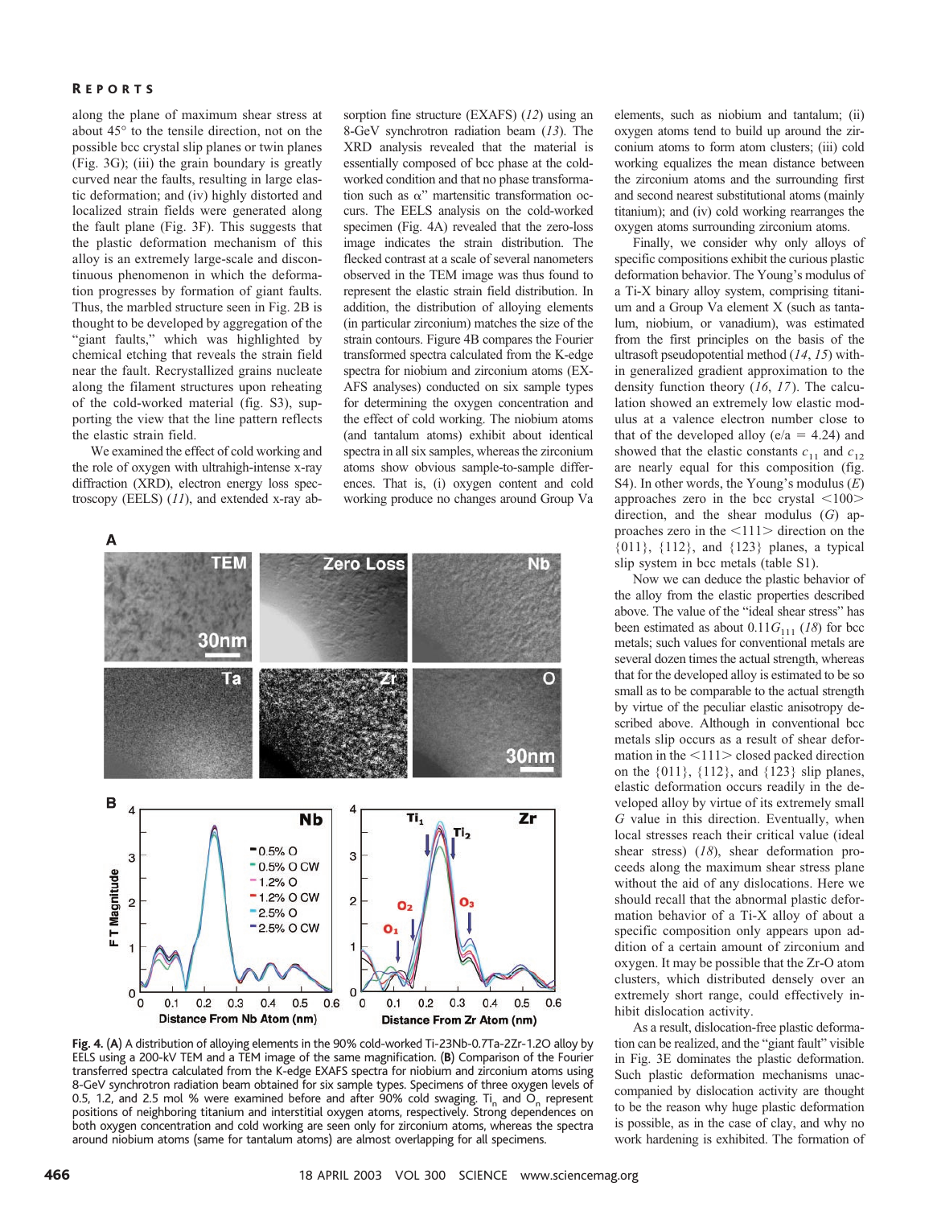along the plane of maximum shear stress at about 45° to the tensile direction, not on the possible bcc crystal slip planes or twin planes (Fig. 3G); (iii) the grain boundary is greatly curved near the faults, resulting in large elastic deformation; and (iv) highly distorted and localized strain fields were generated along the fault plane (Fig. 3F). This suggests that the plastic deformation mechanism of this alloy is an extremely large-scale and discontinuous phenomenon in which the deformation progresses by formation of giant faults. Thus, the marbled structure seen in Fig. 2B is thought to be developed by aggregation of the "giant faults," which was highlighted by chemical etching that reveals the strain field near the fault. Recrystallized grains nucleate along the filament structures upon reheating of the cold-worked material (fig. S3), supporting the view that the line pattern reflects the elastic strain field.

We examined the effect of cold working and the role of oxygen with ultrahigh-intense x-ray diffraction (XRD), electron energy loss spectroscopy (EELS) (*11*), and extended x-ray absorption fine structure (EXAFS) (*12*) using an 8-GeV synchrotron radiation beam (*13*). The XRD analysis revealed that the material is essentially composed of bcc phase at the cold-worked condition and that no phase transformation such as α" martensitic transformation occurs. The EELS analysis on the cold-worked specimen (Fig. 4A) revealed that the zero-loss image indicates the strain distribution. The flecked contrast at a scale of several nanometers observed in the TEM image was thus found to represent the elastic strain field distribution. In addition, the distribution of alloying elements (in particular zirconium) matches the size of the strain contours. Figure 4B compares the Fourier transformed spectra calculated from the K-edge spectra for niobium and zirconium atoms (EXAFS analyses) conducted on six sample types for determining the oxygen concentration and the effect of cold working. The niobium atoms (and tantalum atoms) exhibit about identical spectra in all six samples, whereas the zirconium atoms show obvious sample-to-sample differences. That is, (i) oxygen content and cold working produce no changes around Group Va elements, such as niobium and tantalum; (ii) oxygen atoms tend to build up around the zirconium atoms to form atom clusters; (iii) cold working equalizes the mean distance between the zirconium atoms and the surrounding first and second nearest substitutional atoms (mainly titanium); and (iv) cold working rearranges the oxygen atoms surrounding zirconium atoms.

Finally, we consider why only alloys of specific compositions exhibit the curious plastic deformation behavior. The Young's modulus of a Ti-X binary alloy system, comprising titanium and a Group Va element X (such as tantalum, niobium, or vanadium), was estimated from the first principles on the basis of the ultrasoft pseudopotential method (*14*, *15*) within generalized gradient approximation to the density function theory (*16*, *17*). The calculation showed an extremely low elastic modulus at a valence electron number close to that of the developed alloy ($e/a = 4.24$) and showed that the elastic constants $c_{11}$ and $c_{12}$ are nearly equal for this composition (fig. S4). In other words, the Young's modulus ($E$) approaches zero in the bcc crystal <100> direction, and the shear modulus ($G$) approaches zero in the <111> direction on the {011}, {112}, and {123} planes, a typical slip system in bcc metals (table S1).

Now we can deduce the plastic behavior of the alloy from the elastic properties described above. The value of the "ideal shear stress" has been estimated as about $0.11G_{111}$ (*18*) for bcc metals; such values for conventional metals are several dozen times the actual strength, whereas that for the developed alloy is estimated to be so small as to be comparable to the actual strength by virtue of the peculiar elastic anisotropy described above. Although in conventional bcc metals slip occurs as a result of shear deformation in the <111> closed packed direction on the {011}, {112}, and {123} slip planes, elastic deformation occurs readily in the developed alloy by virtue of its extremely small $G$ value in this direction. Eventually, when local stresses reach their critical value (ideal shear stress) (*18*), shear deformation proceeds along the maximum shear stress plane without the aid of any dislocations. Here we should recall that the abnormal plastic deformation behavior of a Ti-X alloy of about a specific composition only appears upon addition of a certain amount of zirconium and oxygen. It may be possible that the Zr-O atom clusters, which distributed densely over an extremely short range, could effectively inhibit dislocation activity.

As a result, dislocation-free plastic deformation can be realized, and the "giant fault" visible in Fig. 3E dominates the plastic deformation. Such plastic deformation mechanisms unaccompanied by dislocation activity are thought to be the reason why huge plastic deformation is possible, as in the case of clay, and why no work hardening is exhibited. The formation of

**Fig. 4.** (**A**) A distribution of alloying elements in the 90% cold-worked Ti-23Nb-0.7Ta-2Zr-1.2O alloy by EELS using a 200-kV TEM and a TEM image of the same magnification. (**B**) Comparison of the Fourier transferred spectra calculated from the K-edge EXAFS spectra for niobium and zirconium atoms using 8-GeV synchrotron radiation beam obtained for six sample types. Specimens of three oxygen levels of 0.5, 1.2, and 2.5 mol % were examined before and after 90% cold swaging. $Ti_n$ and $O_n$ represent positions of neighboring titanium and interstitial oxygen atoms, respectively. Strong dependences on both oxygen concentration and cold working are seen only for zirconium atoms, whereas the spectra around niobium atoms (same for tantalum atoms) are almost overlapping for all specimens.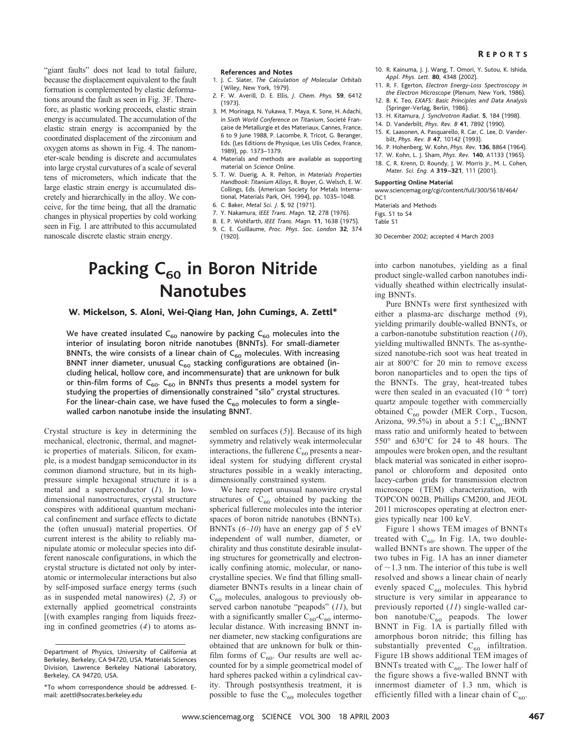"giant faults" does not lead to total failure, because the displacement equivalent to the fault formation is complemented by elastic deformations around the fault as seen in Fig. 3F. Therefore, as plastic working proceeds, elastic strain energy is accumulated. The accumulation of the elastic strain energy is accompanied by the coordinated displacement of the zirconium and oxygen atoms as shown in Fig. 4. The nanometer-scale bending is discrete and accumulates into large crystal curvatures of a scale of several tens of micrometers, which indicate that the large elastic strain energy is accumulated discretely and hierarchically in the alloy. We conceive, for the time being, that all the dramatic changes in physical properties by cold working seen in Fig. 1 are attributed to this accumulated nanoscale discrete elastic strain energy.

**References and Notes**

1. J. C. Slater, *The Calculation of Molecular Orbitals* (Wiley, New York, 1979).
2. F. W. Averill, D. E. Ellis, *J. Chem. Phys.* **59**, 6412 (1973).
3. M. Morinaga, N. Yukawa, T. Maya, K. Sone, H. Adachi, in *Sixth World Conference on Titanium*, Societé Française de Metallurgie et des Materiaux, Cannes, France, 6 to 9 June 1988, P. Lacombe, R. Tricot, G. Beranger, Eds. (Les Editions de Physique, Les Ulis Cedex, France, 1989), pp. 1373–1379.
4. Materials and methods are available as supporting material on *Science* Online.
5. T. W. Duerig, A. R. Pelton, in *Materials Properties Handbook: Titanium Alloys*, R. Boyer, G. Welsch, E. W. Collings, Eds. (American Society for Metals International, Materials Park, OH, 1994), pp. 1035–1048.
6. C. Baker, *Metal Sci. J.* **5**, 92 (1971).
7. Y. Nakamura, *IEEE Trans. Magn.* **12**, 278 (1976).
8. E. P. Wohlfarth, *IEEE Trans. Magn.* **11**, 1638 (1975).
9. C. E. Guillaume, *Proc. Phys. Soc. London* **32**, 374 (1920).
10. R. Kainuma, J. J. Wang, T. Omori, Y. Sutou, K. Ishida, *Appl. Phys. Lett.* **80**, 4348 (2002).
11. R. F. Egerton, *Electron Energy-Loss Spectroscopy in the Electron Microscope* (Plenum, New York, 1986).
12. B. K. Teo, *EXAFS: Basic Principles and Data Analysis* (Springer-Verlag, Berlin, 1986).
13. H. Kitamura, *J. Synchrotron Radiat.* **5**, 184 (1998).
14. D. Vanderbilt, *Phys. Rev. B* **41**, 7892 (1990).
15. K. Laasonen, A. Pasquarello, R. Car, C. Lee, D. Vanderbilt, *Phys. Rev. B* **47**, 10142 (1993).
16. P. Hohenberg, W. Kohn, *Phys. Rev.* **136**, B864 (1964).
17. W. Kohn, L. J. Sham, *Phys. Rev.* **140**, A1133 (1965).
18. C. R. Krenn, D. Roundy, J. W. Morris Jr., M. L. Cohen, *Mater. Sci. Eng. A* **319–321**, 111 (2001).

**Supporting Online Material**

www.sciencemag.org/cgi/content/full/300/5618/464/DC1

Materials and Methods

Figs. S1 to S4

Table S1

30 December 2002; accepted 4 March 2003

# Packing $C_{60}$ in Boron Nitride Nanotubes

**W. Mickelson, S. Aloni, Wei-Qiang Han, John Cumings, A. Zettl***

**We have created insulated $C_{60}$ nanowire by packing $C_{60}$ molecules into the interior of insulating boron nitride nanotubes (BNNTs). For small-diameter BNNTs, the wire consists of a linear chain of $C_{60}$ molecules. With increasing BNNT inner diameter, unusual $C_{60}$ stacking configurations are obtained (including helical, hollow core, and incommensurate) that are unknown for bulk or thin-film forms of $C_{60}$. $C_{60}$ in BNNTs thus presents a model system for studying the properties of dimensionally constrained "silo" crystal structures. For the linear-chain case, we have fused the $C_{60}$ molecules to form a single-walled carbon nanotube inside the insulating BNNT.**

Crystal structure is key in determining the mechanical, electronic, thermal, and magnetic properties of materials. Silicon, for example, is a modest bandgap semiconductor in its common diamond structure, but in its high-pressure simple hexagonal structure it is a metal and a superconductor (*1*). In low-dimensional nanostructures, crystal structure conspires with additional quantum mechanical confinement and surface effects to dictate the (often unusual) material properties. Of current interest is the ability to reliably manipulate atomic or molecular species into different nanoscale configurations, in which the crystal structure is dictated not only by interatomic or intermolecular interactions but also by self-imposed surface energy terms (such as in suspended metal nanowires) (*2*, *3*) or externally applied geometrical constraints [(with examples ranging from liquids freezing in confined geometries (*4*) to atoms assembled on surfaces (*5*)]. Because of its high symmetry and relatively weak intermolecular interactions, the fullerene $C_{60}$ presents a near-ideal system for studying different crystal structures possible in a weakly interacting, dimensionally constrained system.

We here report unusual nanowire crystal structures of $C_{60}$ obtained by packing the spherical fullerene molecules into the interior spaces of boron nitride nanotubes (BNNTs). BNNTs (*6*–*10*) have an energy gap of 5 eV independent of wall number, diameter, or chirality and thus constitute desirable insulating structures for geometrically and electronically confining atomic, molecular, or nanocrystalline species. We find that filling small-diameter BNNTs results in a linear chain of $C_{60}$ molecules, analogous to previously observed carbon nanotube "peapods" (*11*), but with a significantly smaller $C_{60}$-$C_{60}$ intermolecular distance. With increasing BNNT inner diameter, new stacking configurations are obtained that are unknown for bulk or thin-film forms of $C_{60}$. Our results are well accounted for by a simple geometrical model of hard spheres packed within a cylindrical cavity. Through postsynthesis treatment, it is possible to fuse the $C_{60}$ molecules together into carbon nanotubes, yielding as a final product single-walled carbon nanotubes individually sheathed within electrically insulating BNNTs.

Pure BNNTs were first synthesized with either a plasma-arc discharge method (*9*), yielding primarily double-walled BNNTs, or a carbon-nanotube substitution reaction (*10*), yielding multiwalled BNNTs. The as-synthesized nanotube-rich soot was heat treated in air at 800°C for 20 min to remove excess boron nanoparticles and to open the tips of the BNNTs. The gray, heat-treated tubes were then sealed in an evacuated ($10^{-6}$ torr) quartz ampoule together with commercially obtained $C_{60}$ powder (MER Corp., Tucson, Arizona, 99.5%) in about a 5 : 1 $C_{60}$:BNNT mass ratio and uniformly heated to between 550° and 630°C for 24 to 48 hours. The ampoules were broken open, and the resultant black material was sonicated in either isopropanol or chloroform and deposited onto lacey-carbon grids for transmission electron microscope (TEM) characterization, with TOPCON 002B, Phillips CM200, and JEOL 2011 microscopes operating at electron energies typically near 100 keV.

Figure 1 shows TEM images of BNNTs treated with $C_{60}$. In Fig. 1A, two double-walled BNNTs are shown. The upper of the two tubes in Fig. 1A has an inner diameter of ~1.3 nm. The interior of this tube is well resolved and shows a linear chain of nearly evenly spaced $C_{60}$ molecules. This hybrid structure is very similar in appearance to previously reported (*11*) single-walled carbon nanotube/$C_{60}$ peapods. The lower BNNT in Fig. 1A is partially filled with amorphous boron nitride; this filling has substantially prevented $C_{60}$ infiltration. Figure 1B shows additional TEM images of BNNTs treated with $C_{60}$. The lower half of the figure shows a five-walled BNNT with innermost diameter of 1.3 nm, which is efficiently filled with a linear chain of $C_{60}$.

Department of Physics, University of California at Berkeley, Berkeley, CA 94720, USA. Materials Sciences Division, Lawrence Berkeley National Laboratory, Berkeley, CA 94720, USA.

*To whom correspondence should be addressed. E-mail: azettl@socrates.berkeley.edu